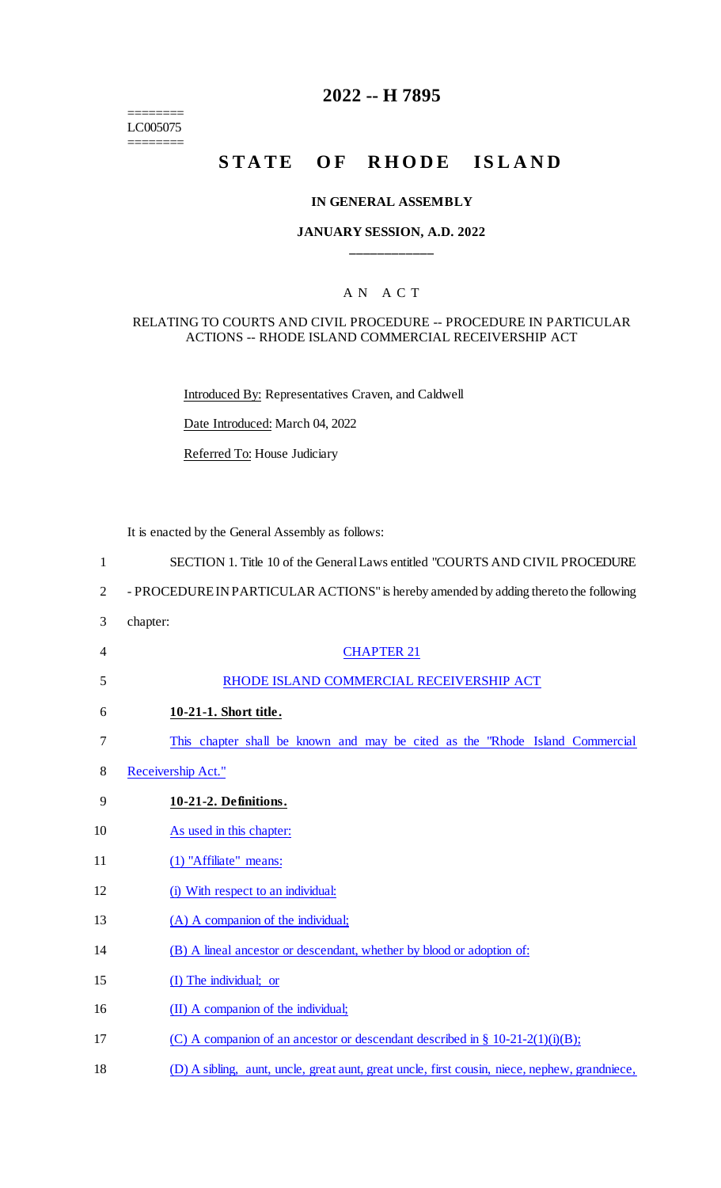========
LC005075
========

# 2022 -- H 7895

# STATE OF RHODE ISLAND

### IN GENERAL ASSEMBLY

### JANUARY SESSION, A.D. 2022

____________

AN ACT

RELATING TO COURTS AND CIVIL PROCEDURE -- PROCEDURE IN PARTICULAR ACTIONS -- RHODE ISLAND COMMERCIAL RECEIVERSHIP ACT

Introduced By: Representatives Craven, and Caldwell

Date Introduced: March 04, 2022

Referred To: House Judiciary

It is enacted by the General Assembly as follows:

1 SECTION 1. Title 10 of the General Laws entitled "COURTS AND CIVIL PROCEDURE
2 - PROCEDURE IN PARTICULAR ACTIONS" is hereby amended by adding thereto the following
3 chapter:

4 CHAPTER 21

5 RHODE ISLAND COMMERCIAL RECEIVERSHIP ACT

6 **10-21-1. Short title.**

7 This chapter shall be known and may be cited as the "Rhode Island Commercial
8 Receivership Act."

9 **10-21-2. Definitions.**

10 As used in this chapter:

11 (1) "Affiliate" means:

12 (i) With respect to an individual:

13 (A) A companion of the individual;

14 (B) A lineal ancestor or descendant, whether by blood or adoption of:

15 (I) The individual; or

16 (II) A companion of the individual;

17 (C) A companion of an ancestor or descendant described in § 10-21-2(1)(i)(B);

18 (D) A sibling, aunt, uncle, great aunt, great uncle, first cousin, niece, nephew, grandniece,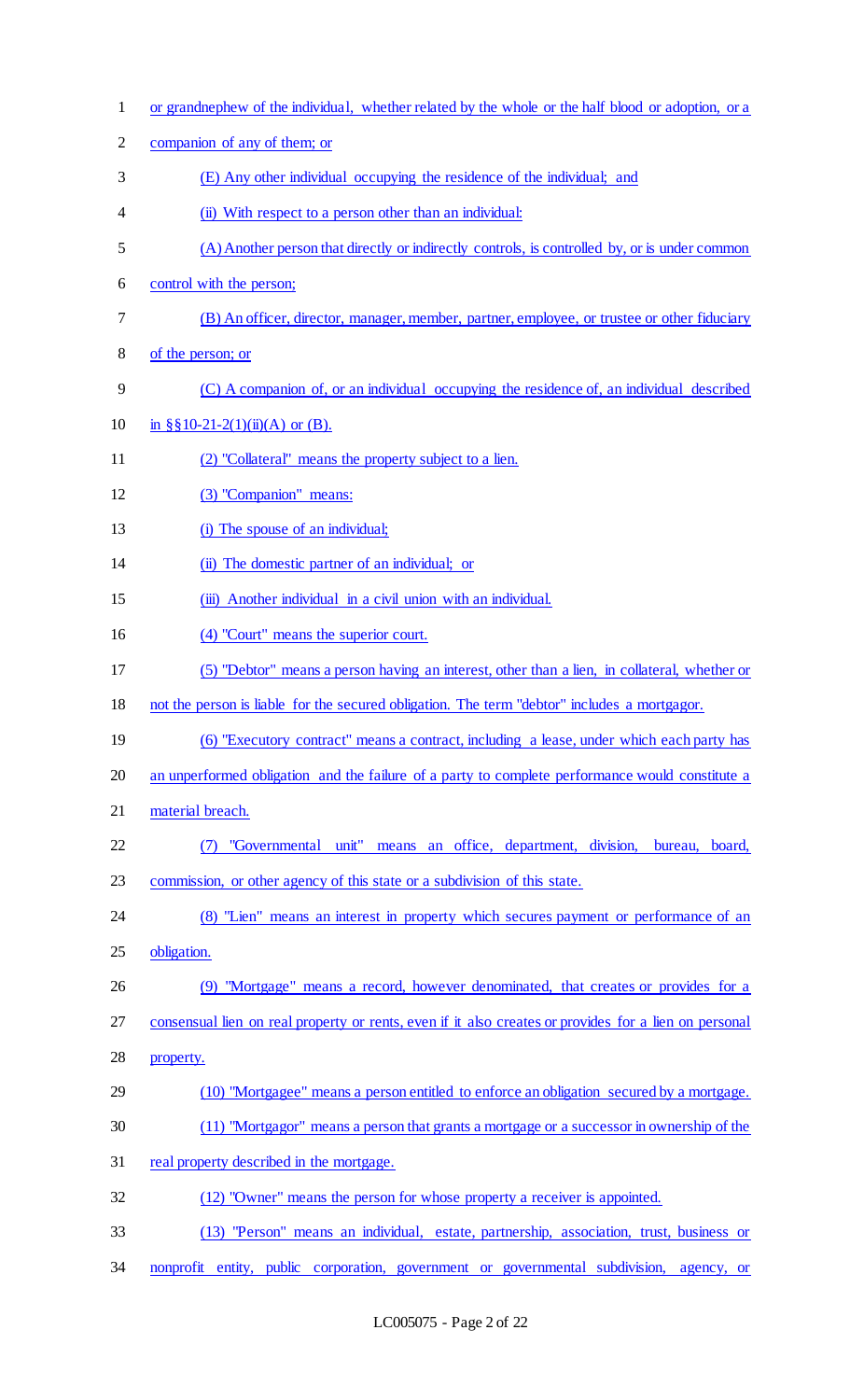or grandnephew of the individual, whether related by the whole or the half blood or adoption, or a companion of any of them; or

(E) Any other individual occupying the residence of the individual; and

(ii) With respect to a person other than an individual:

(A) Another person that directly or indirectly controls, is controlled by, or is under common control with the person;

(B) An officer, director, manager, member, partner, employee, or trustee or other fiduciary of the person; or

(C) A companion of, or an individual occupying the residence of, an individual described in §§10-21-2(1)(ii)(A) or (B).

(2) "Collateral" means the property subject to a lien.

(3) "Companion" means:

(i) The spouse of an individual;

(ii) The domestic partner of an individual; or

(iii) Another individual in a civil union with an individual.

(4) "Court" means the superior court.

(5) "Debtor" means a person having an interest, other than a lien, in collateral, whether or not the person is liable for the secured obligation. The term "debtor" includes a mortgagor.

(6) "Executory contract" means a contract, including a lease, under which each party has an unperformed obligation and the failure of a party to complete performance would constitute a material breach.

(7) "Governmental unit" means an office, department, division, bureau, board, commission, or other agency of this state or a subdivision of this state.

(8) "Lien" means an interest in property which secures payment or performance of an obligation.

(9) "Mortgage" means a record, however denominated, that creates or provides for a consensual lien on real property or rents, even if it also creates or provides for a lien on personal property.

(10) "Mortgagee" means a person entitled to enforce an obligation secured by a mortgage.

(11) "Mortgagor" means a person that grants a mortgage or a successor in ownership of the real property described in the mortgage.

(12) "Owner" means the person for whose property a receiver is appointed.

(13) "Person" means an individual, estate, partnership, association, trust, business or nonprofit entity, public corporation, government or governmental subdivision, agency, or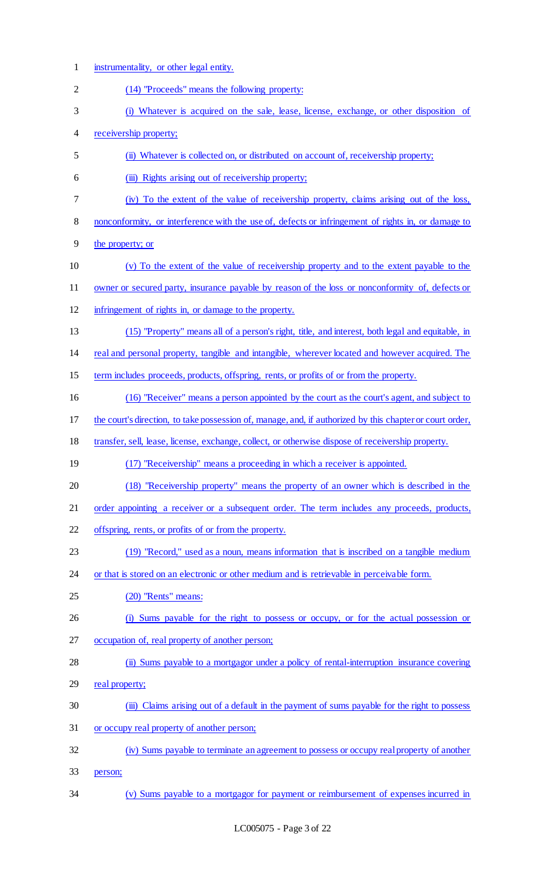instrumentality, or other legal entity.

(14) "Proceeds" means the following property:

(i) Whatever is acquired on the sale, lease, license, exchange, or other disposition of receivership property;

(ii) Whatever is collected on, or distributed on account of, receivership property;

(iii) Rights arising out of receivership property;

(iv) To the extent of the value of receivership property, claims arising out of the loss, nonconformity, or interference with the use of, defects or infringement of rights in, or damage to the property; or

(v) To the extent of the value of receivership property and to the extent payable to the owner or secured party, insurance payable by reason of the loss or nonconformity of, defects or infringement of rights in, or damage to the property.

(15) "Property" means all of a person's right, title, and interest, both legal and equitable, in real and personal property, tangible and intangible, wherever located and however acquired. The term includes proceeds, products, offspring, rents, or profits of or from the property.

(16) "Receiver" means a person appointed by the court as the court's agent, and subject to the court's direction, to take possession of, manage, and, if authorized by this chapter or court order, transfer, sell, lease, license, exchange, collect, or otherwise dispose of receivership property.

(17) "Receivership" means a proceeding in which a receiver is appointed.

(18) "Receivership property" means the property of an owner which is described in the order appointing a receiver or a subsequent order. The term includes any proceeds, products, offspring, rents, or profits of or from the property.

(19) "Record," used as a noun, means information that is inscribed on a tangible medium or that is stored on an electronic or other medium and is retrievable in perceivable form.

(20) "Rents" means:

(i) Sums payable for the right to possess or occupy, or for the actual possession or occupation of, real property of another person;

(ii) Sums payable to a mortgagor under a policy of rental-interruption insurance covering real property;

(iii) Claims arising out of a default in the payment of sums payable for the right to possess or occupy real property of another person;

(iv) Sums payable to terminate an agreement to possess or occupy real property of another person;

(v) Sums payable to a mortgagor for payment or reimbursement of expenses incurred in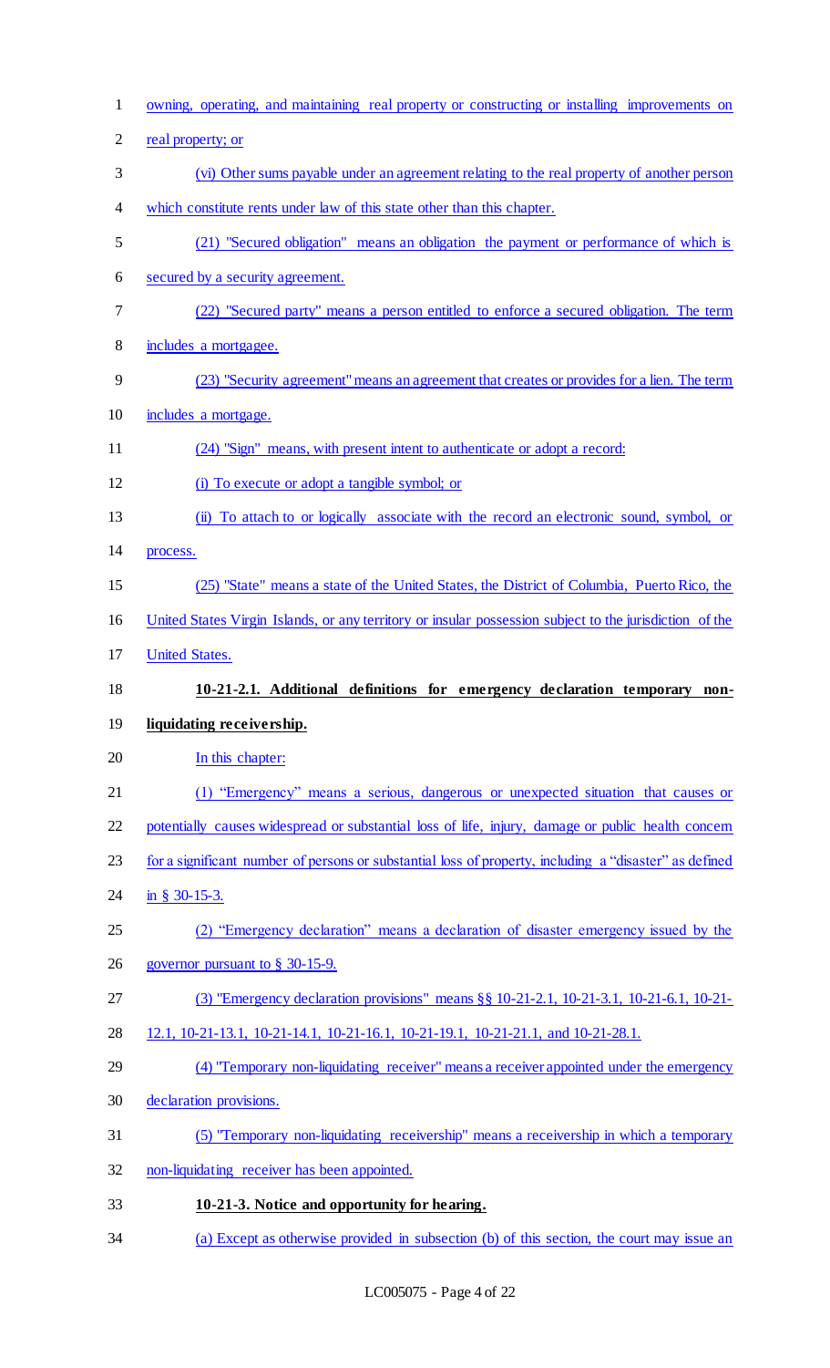owning, operating, and maintaining real property or constructing or installing improvements on real property; or

(vi) Other sums payable under an agreement relating to the real property of another person which constitute rents under law of this state other than this chapter.

(21) "Secured obligation" means an obligation the payment or performance of which is secured by a security agreement.

(22) "Secured party" means a person entitled to enforce a secured obligation. The term includes a mortgagee.

(23) "Security agreement" means an agreement that creates or provides for a lien. The term includes a mortgage.

(24) "Sign" means, with present intent to authenticate or adopt a record:

(i) To execute or adopt a tangible symbol; or

(ii) To attach to or logically associate with the record an electronic sound, symbol, or process.

(25) "State" means a state of the United States, the District of Columbia, Puerto Rico, the United States Virgin Islands, or any territory or insular possession subject to the jurisdiction of the United States.

**10-21-2.1. Additional definitions for emergency declaration temporary non-liquidating receivership.**

In this chapter:

(1) "Emergency" means a serious, dangerous or unexpected situation that causes or potentially causes widespread or substantial loss of life, injury, damage or public health concern for a significant number of persons or substantial loss of property, including a "disaster" as defined in § 30-15-3.

(2) "Emergency declaration" means a declaration of disaster emergency issued by the governor pursuant to § 30-15-9.

(3) "Emergency declaration provisions" means §§ 10-21-2.1, 10-21-3.1, 10-21-6.1, 10-21-12.1, 10-21-13.1, 10-21-14.1, 10-21-16.1, 10-21-19.1, 10-21-21.1, and 10-21-28.1.

(4) "Temporary non-liquidating receiver" means a receiver appointed under the emergency declaration provisions.

(5) "Temporary non-liquidating receivership" means a receivership in which a temporary non-liquidating receiver has been appointed.

**10-21-3. Notice and opportunity for hearing.**

(a) Except as otherwise provided in subsection (b) of this section, the court may issue an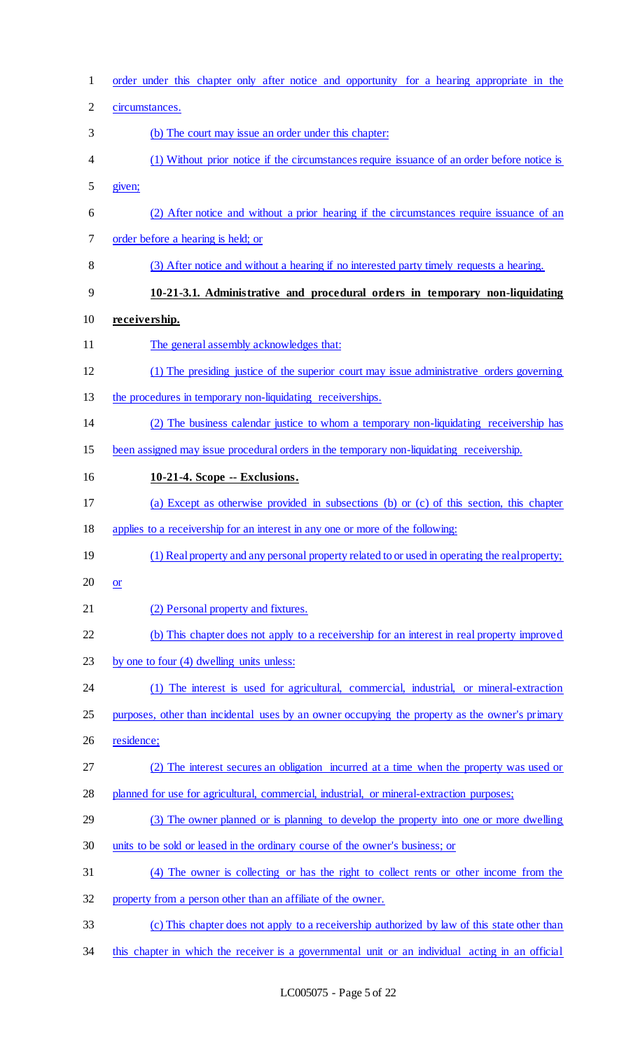order under this chapter only after notice and opportunity for a hearing appropriate in the circumstances.

(b) The court may issue an order under this chapter:

(1) Without prior notice if the circumstances require issuance of an order before notice is given;

(2) After notice and without a prior hearing if the circumstances require issuance of an order before a hearing is held; or

(3) After notice and without a hearing if no interested party timely requests a hearing.

**10-21-3.1. Administrative and procedural orders in temporary non-liquidating receivership.**

The general assembly acknowledges that:

(1) The presiding justice of the superior court may issue administrative orders governing the procedures in temporary non-liquidating receiverships.

(2) The business calendar justice to whom a temporary non-liquidating receivership has been assigned may issue procedural orders in the temporary non-liquidating receivership.

**10-21-4. Scope -- Exclusions.**

(a) Except as otherwise provided in subsections (b) or (c) of this section, this chapter applies to a receivership for an interest in any one or more of the following:

(1) Real property and any personal property related to or used in operating the real property; or

(2) Personal property and fixtures.

(b) This chapter does not apply to a receivership for an interest in real property improved by one to four (4) dwelling units unless:

(1) The interest is used for agricultural, commercial, industrial, or mineral-extraction purposes, other than incidental uses by an owner occupying the property as the owner's primary residence;

(2) The interest secures an obligation incurred at a time when the property was used or planned for use for agricultural, commercial, industrial, or mineral-extraction purposes;

(3) The owner planned or is planning to develop the property into one or more dwelling units to be sold or leased in the ordinary course of the owner's business; or

(4) The owner is collecting or has the right to collect rents or other income from the property from a person other than an affiliate of the owner.

(c) This chapter does not apply to a receivership authorized by law of this state other than this chapter in which the receiver is a governmental unit or an individual acting in an official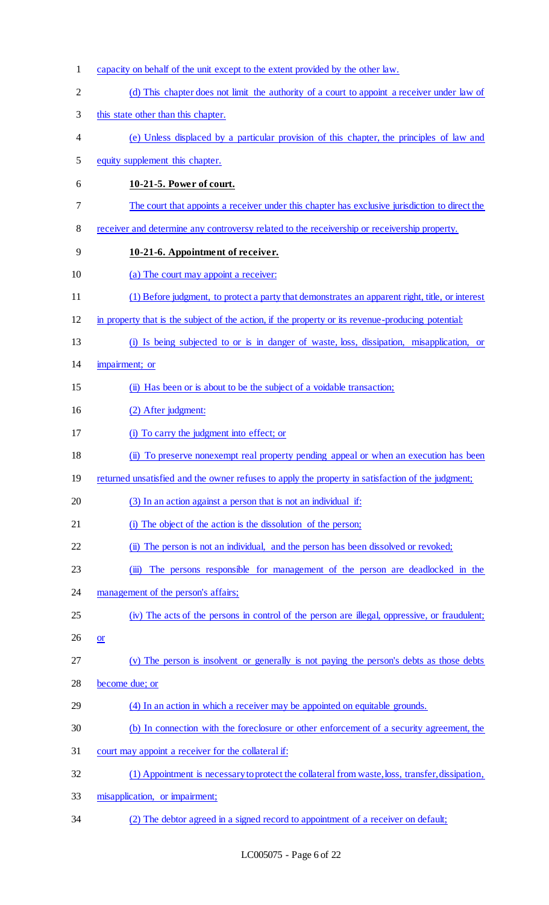capacity on behalf of the unit except to the extent provided by the other law.

(d) This chapter does not limit the authority of a court to appoint a receiver under law of this state other than this chapter.

(e) Unless displaced by a particular provision of this chapter, the principles of law and equity supplement this chapter.

**10-21-5. Power of court.**

The court that appoints a receiver under this chapter has exclusive jurisdiction to direct the receiver and determine any controversy related to the receivership or receivership property.

**10-21-6. Appointment of receiver.**

(a) The court may appoint a receiver:

(1) Before judgment, to protect a party that demonstrates an apparent right, title, or interest in property that is the subject of the action, if the property or its revenue-producing potential:

(i) Is being subjected to or is in danger of waste, loss, dissipation, misapplication, or impairment; or

(ii) Has been or is about to be the subject of a voidable transaction;

(2) After judgment:

(i) To carry the judgment into effect; or

(ii) To preserve nonexempt real property pending appeal or when an execution has been returned unsatisfied and the owner refuses to apply the property in satisfaction of the judgment;

(3) In an action against a person that is not an individual if:

(i) The object of the action is the dissolution of the person;

(ii) The person is not an individual, and the person has been dissolved or revoked;

(iii) The persons responsible for management of the person are deadlocked in the management of the person's affairs;

(iv) The acts of the persons in control of the person are illegal, oppressive, or fraudulent; or

(v) The person is insolvent or generally is not paying the person's debts as those debts become due; or

(4) In an action in which a receiver may be appointed on equitable grounds.

(b) In connection with the foreclosure or other enforcement of a security agreement, the court may appoint a receiver for the collateral if:

(1) Appointment is necessary to protect the collateral from waste, loss, transfer, dissipation, misapplication, or impairment;

(2) The debtor agreed in a signed record to appointment of a receiver on default;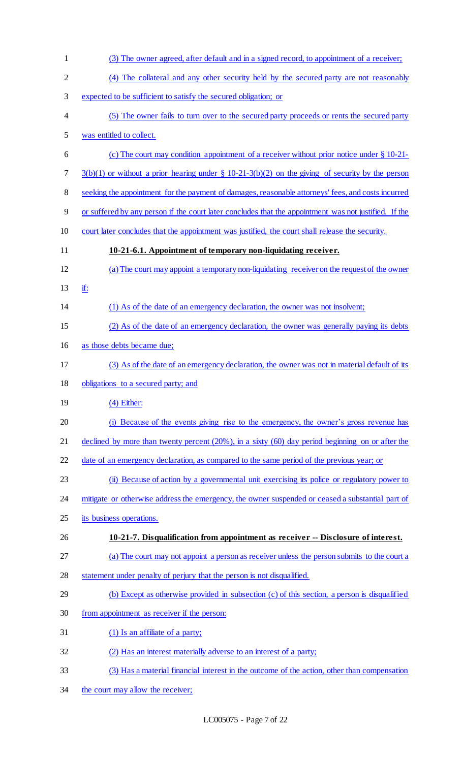(3) The owner agreed, after default and in a signed record, to appointment of a receiver;

(4) The collateral and any other security held by the secured party are not reasonably expected to be sufficient to satisfy the secured obligation; or

(5) The owner fails to turn over to the secured party proceeds or rents the secured party was entitled to collect.

(c) The court may condition appointment of a receiver without prior notice under § 10-21-3(b)(1) or without a prior hearing under § 10-21-3(b)(2) on the giving of security by the person seeking the appointment for the payment of damages, reasonable attorneys' fees, and costs incurred or suffered by any person if the court later concludes that the appointment was not justified. If the court later concludes that the appointment was justified, the court shall release the security.

**10-21-6.1. Appointment of temporary non-liquidating receiver.**

(a) The court may appoint a temporary non-liquidating receiver on the request of the owner if:

(1) As of the date of an emergency declaration, the owner was not insolvent;

(2) As of the date of an emergency declaration, the owner was generally paying its debts as those debts became due;

(3) As of the date of an emergency declaration, the owner was not in material default of its obligations to a secured party; and

(4) Either:

(i) Because of the events giving rise to the emergency, the owner's gross revenue has declined by more than twenty percent (20%), in a sixty (60) day period beginning on or after the date of an emergency declaration, as compared to the same period of the previous year; or

(ii) Because of action by a governmental unit exercising its police or regulatory power to mitigate or otherwise address the emergency, the owner suspended or ceased a substantial part of its business operations.

**10-21-7. Disqualification from appointment as receiver -- Disclosure of interest.**

(a) The court may not appoint a person as receiver unless the person submits to the court a statement under penalty of perjury that the person is not disqualified.

(b) Except as otherwise provided in subsection (c) of this section, a person is disqualified from appointment as receiver if the person:

(1) Is an affiliate of a party;

(2) Has an interest materially adverse to an interest of a party;

(3) Has a material financial interest in the outcome of the action, other than compensation the court may allow the receiver;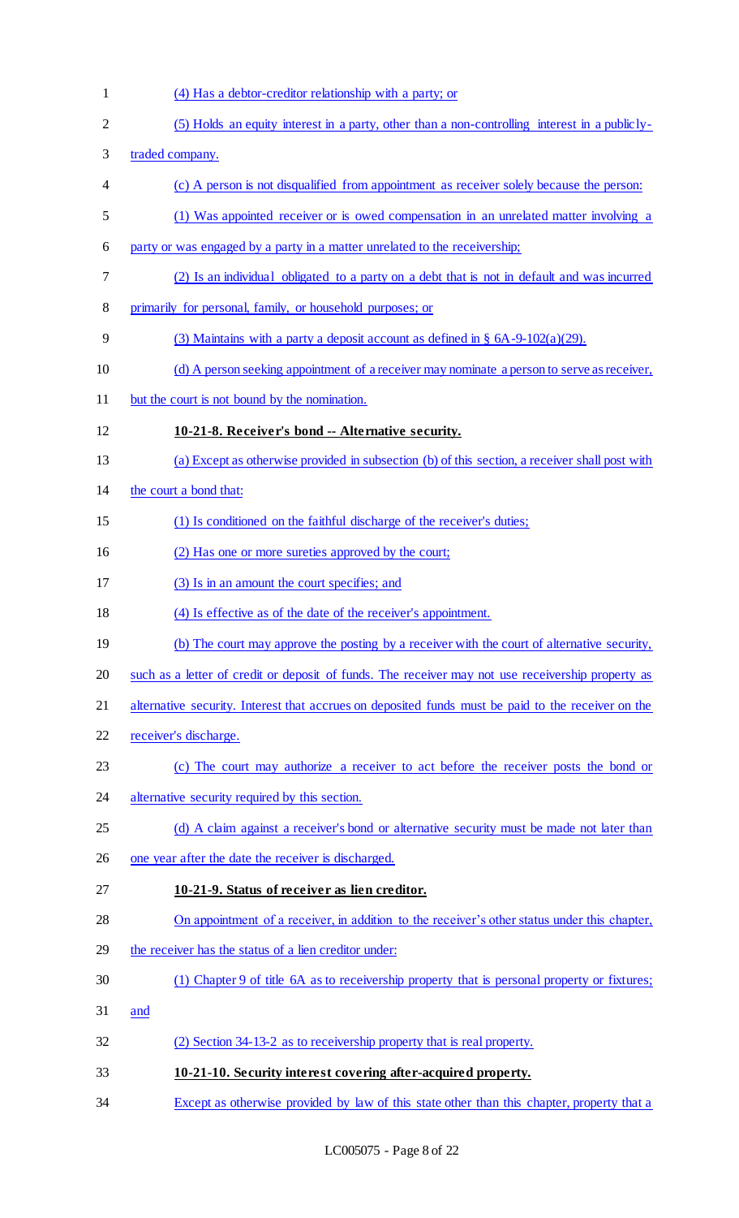(4) Has a debtor-creditor relationship with a party; or

(5) Holds an equity interest in a party, other than a non-controlling interest in a publicly-traded company.

(c) A person is not disqualified from appointment as receiver solely because the person:

(1) Was appointed receiver or is owed compensation in an unrelated matter involving a party or was engaged by a party in a matter unrelated to the receivership;

(2) Is an individual obligated to a party on a debt that is not in default and was incurred primarily for personal, family, or household purposes; or

(3) Maintains with a party a deposit account as defined in § 6A-9-102(a)(29).

(d) A person seeking appointment of a receiver may nominate a person to serve as receiver, but the court is not bound by the nomination.

**10-21-8. Receiver's bond -- Alternative security.**

(a) Except as otherwise provided in subsection (b) of this section, a receiver shall post with the court a bond that:

(1) Is conditioned on the faithful discharge of the receiver's duties;

(2) Has one or more sureties approved by the court;

(3) Is in an amount the court specifies; and

(4) Is effective as of the date of the receiver's appointment.

(b) The court may approve the posting by a receiver with the court of alternative security, such as a letter of credit or deposit of funds. The receiver may not use receivership property as alternative security. Interest that accrues on deposited funds must be paid to the receiver on the receiver's discharge.

(c) The court may authorize a receiver to act before the receiver posts the bond or alternative security required by this section.

(d) A claim against a receiver's bond or alternative security must be made not later than one year after the date the receiver is discharged.

**10-21-9. Status of receiver as lien creditor.**

On appointment of a receiver, in addition to the receiver's other status under this chapter, the receiver has the status of a lien creditor under:

(1) Chapter 9 of title 6A as to receivership property that is personal property or fixtures; and

(2) Section 34-13-2 as to receivership property that is real property.

**10-21-10. Security interest covering after-acquired property.**

Except as otherwise provided by law of this state other than this chapter, property that a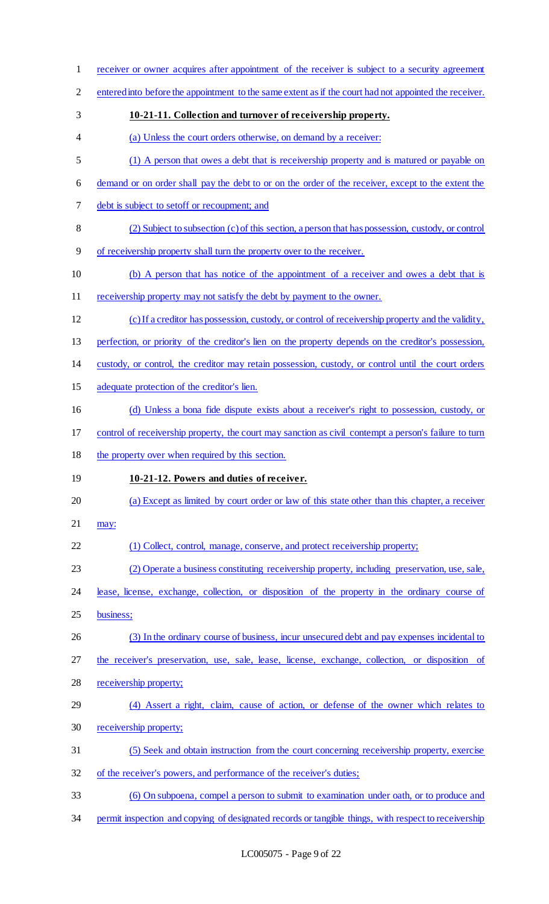receiver or owner acquires after appointment of the receiver is subject to a security agreement entered into before the appointment to the same extent as if the court had not appointed the receiver.

**10-21-11. Collection and turnover of receivership property.**

(a) Unless the court orders otherwise, on demand by a receiver:

(1) A person that owes a debt that is receivership property and is matured or payable on demand or on order shall pay the debt to or on the order of the receiver, except to the extent the debt is subject to setoff or recoupment; and

(2) Subject to subsection (c) of this section, a person that has possession, custody, or control of receivership property shall turn the property over to the receiver.

(b) A person that has notice of the appointment of a receiver and owes a debt that is receivership property may not satisfy the debt by payment to the owner.

(c) If a creditor has possession, custody, or control of receivership property and the validity, perfection, or priority of the creditor's lien on the property depends on the creditor's possession, custody, or control, the creditor may retain possession, custody, or control until the court orders adequate protection of the creditor's lien.

(d) Unless a bona fide dispute exists about a receiver's right to possession, custody, or control of receivership property, the court may sanction as civil contempt a person's failure to turn the property over when required by this section.

**10-21-12. Powers and duties of receiver.**

(a) Except as limited by court order or law of this state other than this chapter, a receiver may:

(1) Collect, control, manage, conserve, and protect receivership property;

(2) Operate a business constituting receivership property, including preservation, use, sale, lease, license, exchange, collection, or disposition of the property in the ordinary course of business;

(3) In the ordinary course of business, incur unsecured debt and pay expenses incidental to the receiver's preservation, use, sale, lease, license, exchange, collection, or disposition of receivership property;

(4) Assert a right, claim, cause of action, or defense of the owner which relates to receivership property;

(5) Seek and obtain instruction from the court concerning receivership property, exercise of the receiver's powers, and performance of the receiver's duties;

(6) On subpoena, compel a person to submit to examination under oath, or to produce and permit inspection and copying of designated records or tangible things, with respect to receivership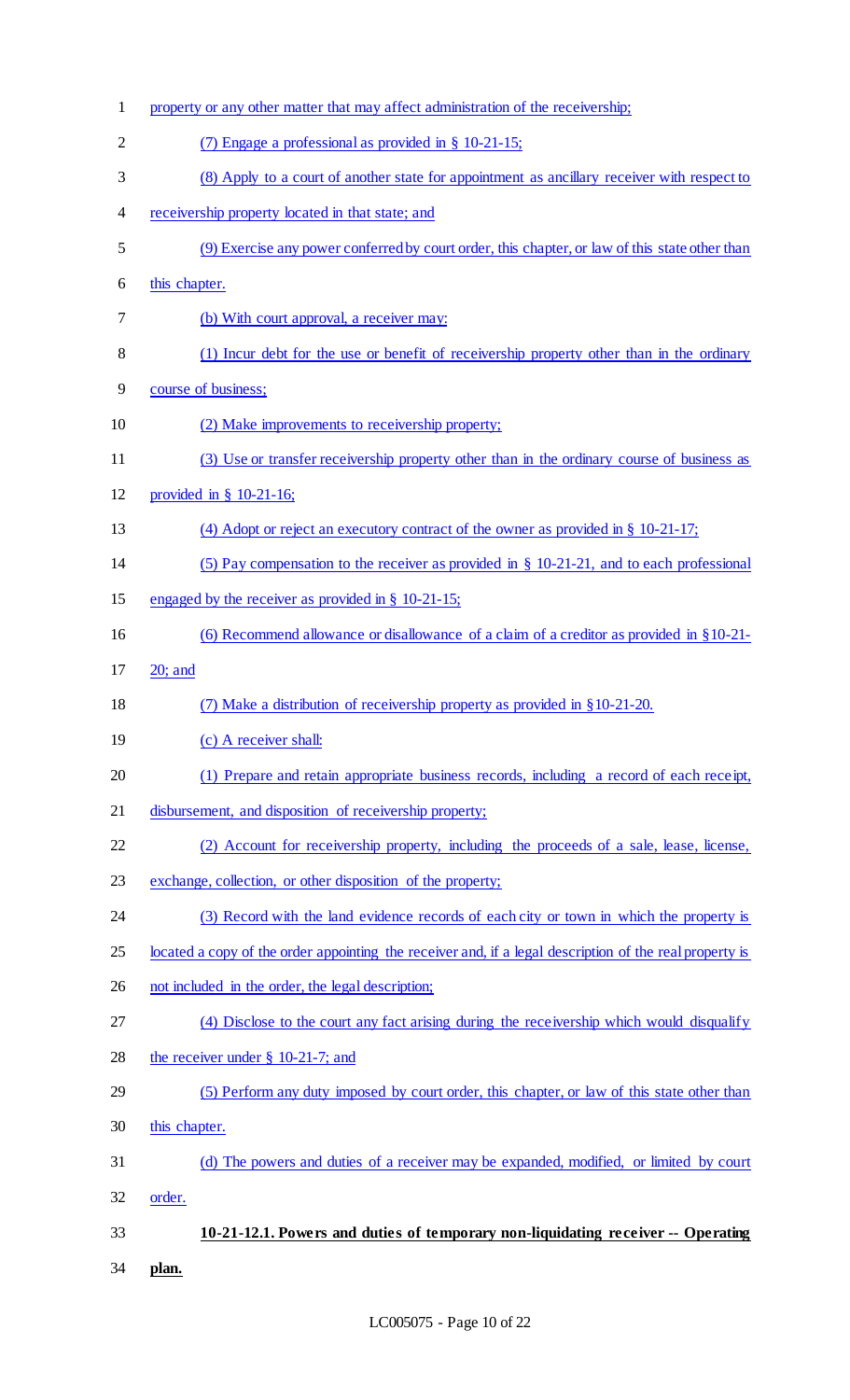property or any other matter that may affect administration of the receivership;

(7) Engage a professional as provided in § 10-21-15;

(8) Apply to a court of another state for appointment as ancillary receiver with respect to receivership property located in that state; and

(9) Exercise any power conferred by court order, this chapter, or law of this state other than this chapter.

(b) With court approval, a receiver may:

(1) Incur debt for the use or benefit of receivership property other than in the ordinary course of business;

(2) Make improvements to receivership property;

(3) Use or transfer receivership property other than in the ordinary course of business as provided in § 10-21-16;

(4) Adopt or reject an executory contract of the owner as provided in § 10-21-17;

(5) Pay compensation to the receiver as provided in § 10-21-21, and to each professional engaged by the receiver as provided in § 10-21-15;

(6) Recommend allowance or disallowance of a claim of a creditor as provided in §10-21-20; and

(7) Make a distribution of receivership property as provided in §10-21-20.

(c) A receiver shall:

(1) Prepare and retain appropriate business records, including a record of each receipt, disbursement, and disposition of receivership property;

(2) Account for receivership property, including the proceeds of a sale, lease, license, exchange, collection, or other disposition of the property;

(3) Record with the land evidence records of each city or town in which the property is located a copy of the order appointing the receiver and, if a legal description of the real property is not included in the order, the legal description;

(4) Disclose to the court any fact arising during the receivership which would disqualify the receiver under § 10-21-7; and

(5) Perform any duty imposed by court order, this chapter, or law of this state other than this chapter.

(d) The powers and duties of a receiver may be expanded, modified, or limited by court order.

**10-21-12.1. Powers and duties of temporary non-liquidating receiver -- Operating plan.**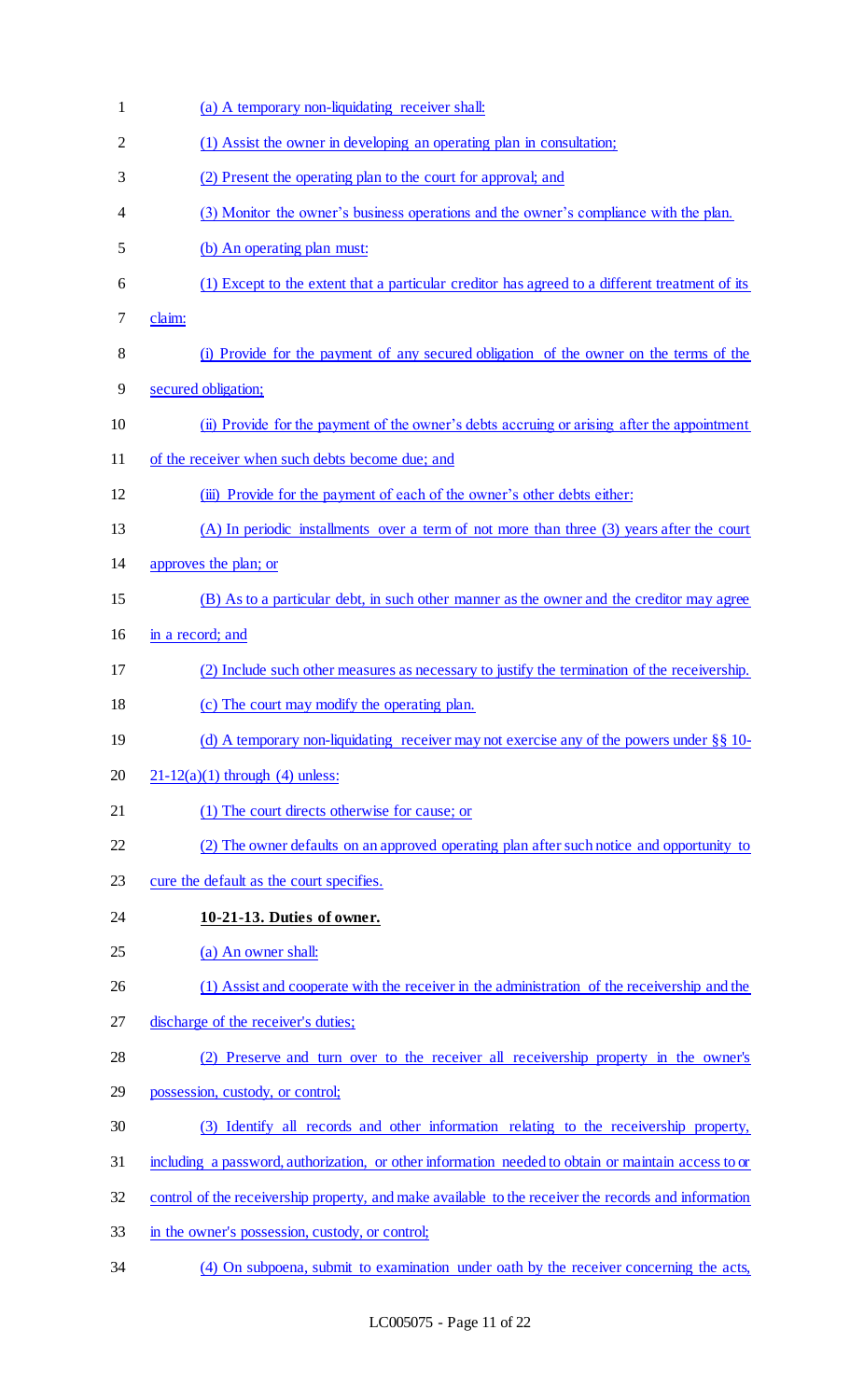(a) A temporary non-liquidating receiver shall:

(1) Assist the owner in developing an operating plan in consultation;

(2) Present the operating plan to the court for approval; and

(3) Monitor the owner's business operations and the owner's compliance with the plan.

(b) An operating plan must:

(1) Except to the extent that a particular creditor has agreed to a different treatment of its claim:

(i) Provide for the payment of any secured obligation of the owner on the terms of the secured obligation;

(ii) Provide for the payment of the owner's debts accruing or arising after the appointment of the receiver when such debts become due; and

(iii) Provide for the payment of each of the owner's other debts either:

(A) In periodic installments over a term of not more than three (3) years after the court approves the plan; or

(B) As to a particular debt, in such other manner as the owner and the creditor may agree in a record; and

(2) Include such other measures as necessary to justify the termination of the receivership.

(c) The court may modify the operating plan.

(d) A temporary non-liquidating receiver may not exercise any of the powers under §§ 10-21-12(a)(1) through (4) unless:

(1) The court directs otherwise for cause; or

(2) The owner defaults on an approved operating plan after such notice and opportunity to cure the default as the court specifies.

**10-21-13. Duties of owner.**

(a) An owner shall:

(1) Assist and cooperate with the receiver in the administration of the receivership and the discharge of the receiver's duties;

(2) Preserve and turn over to the receiver all receivership property in the owner's possession, custody, or control;

(3) Identify all records and other information relating to the receivership property, including a password, authorization, or other information needed to obtain or maintain access to or control of the receivership property, and make available to the receiver the records and information in the owner's possession, custody, or control;

(4) On subpoena, submit to examination under oath by the receiver concerning the acts,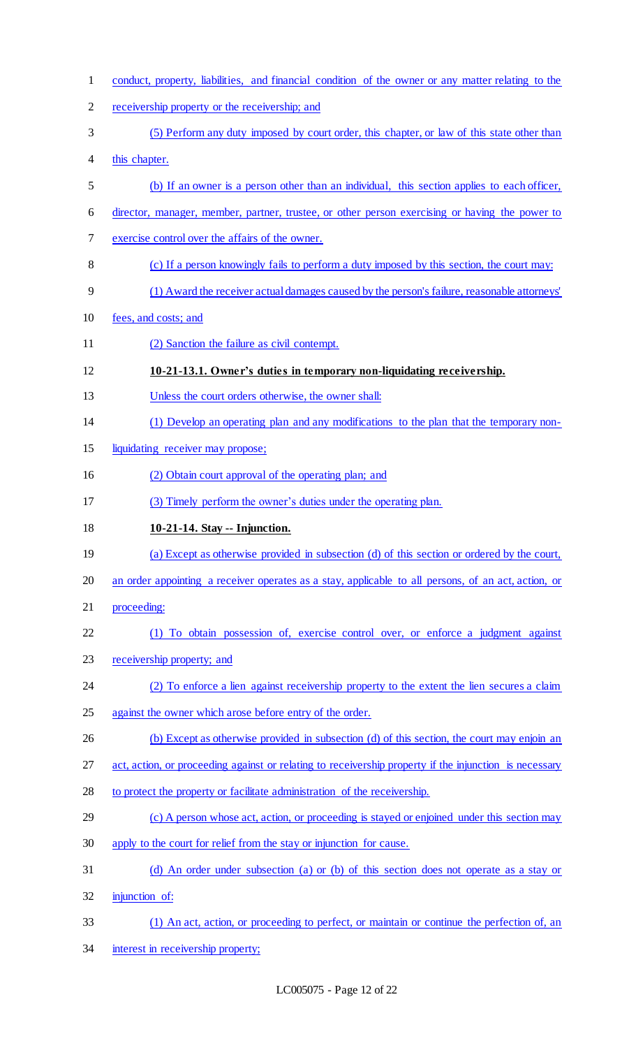conduct, property, liabilities, and financial condition of the owner or any matter relating to the receivership property or the receivership; and

(5) Perform any duty imposed by court order, this chapter, or law of this state other than this chapter.

(b) If an owner is a person other than an individual, this section applies to each officer, director, manager, member, partner, trustee, or other person exercising or having the power to exercise control over the affairs of the owner.

(c) If a person knowingly fails to perform a duty imposed by this section, the court may:

(1) Award the receiver actual damages caused by the person's failure, reasonable attorneys' fees, and costs; and

(2) Sanction the failure as civil contempt.

**10-21-13.1. Owner's duties in temporary non-liquidating receivership.**

Unless the court orders otherwise, the owner shall:

(1) Develop an operating plan and any modifications to the plan that the temporary non-liquidating receiver may propose;

(2) Obtain court approval of the operating plan; and

(3) Timely perform the owner's duties under the operating plan.

**10-21-14. Stay -- Injunction.**

(a) Except as otherwise provided in subsection (d) of this section or ordered by the court, an order appointing a receiver operates as a stay, applicable to all persons, of an act, action, or proceeding:

(1) To obtain possession of, exercise control over, or enforce a judgment against receivership property; and

(2) To enforce a lien against receivership property to the extent the lien secures a claim against the owner which arose before entry of the order.

(b) Except as otherwise provided in subsection (d) of this section, the court may enjoin an act, action, or proceeding against or relating to receivership property if the injunction is necessary to protect the property or facilitate administration of the receivership.

(c) A person whose act, action, or proceeding is stayed or enjoined under this section may apply to the court for relief from the stay or injunction for cause.

(d) An order under subsection (a) or (b) of this section does not operate as a stay or injunction of:

(1) An act, action, or proceeding to perfect, or maintain or continue the perfection of, an interest in receivership property;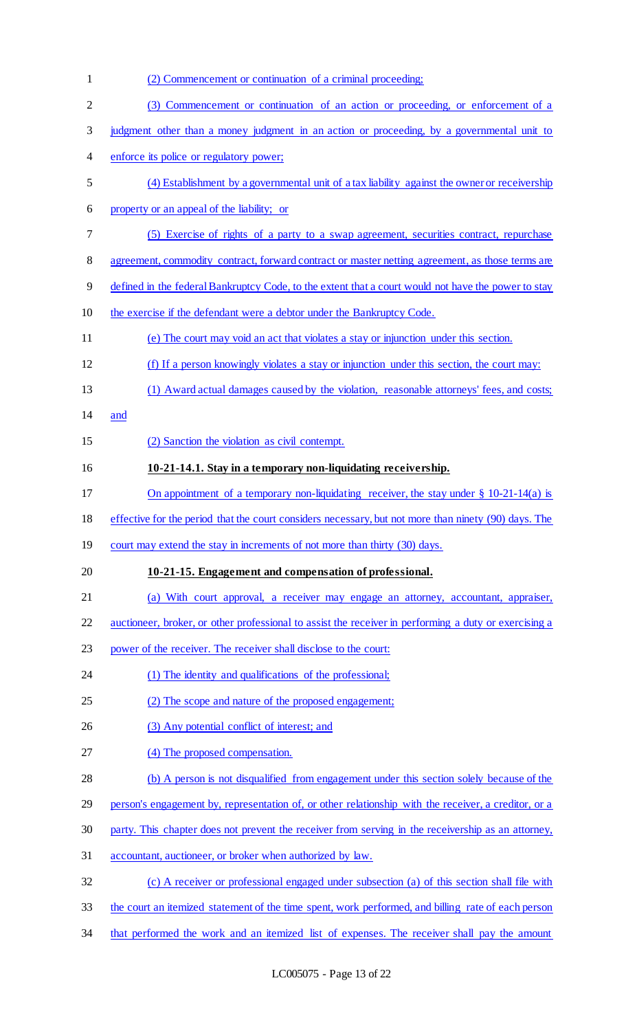(2) Commencement or continuation of a criminal proceeding;

(3) Commencement or continuation of an action or proceeding, or enforcement of a judgment other than a money judgment in an action or proceeding, by a governmental unit to enforce its police or regulatory power;

(4) Establishment by a governmental unit of a tax liability against the owner or receivership property or an appeal of the liability; or

(5) Exercise of rights of a party to a swap agreement, securities contract, repurchase agreement, commodity contract, forward contract or master netting agreement, as those terms are defined in the federal Bankruptcy Code, to the extent that a court would not have the power to stay the exercise if the defendant were a debtor under the Bankruptcy Code.

(e) The court may void an act that violates a stay or injunction under this section.

(f) If a person knowingly violates a stay or injunction under this section, the court may:

(1) Award actual damages caused by the violation, reasonable attorneys' fees, and costs; and

(2) Sanction the violation as civil contempt.

**10-21-14.1. Stay in a temporary non-liquidating receivership.**

On appointment of a temporary non-liquidating receiver, the stay under § 10-21-14(a) is effective for the period that the court considers necessary, but not more than ninety (90) days. The court may extend the stay in increments of not more than thirty (30) days.

**10-21-15. Engagement and compensation of professional.**

(a) With court approval, a receiver may engage an attorney, accountant, appraiser, auctioneer, broker, or other professional to assist the receiver in performing a duty or exercising a power of the receiver. The receiver shall disclose to the court:

(1) The identity and qualifications of the professional;

(2) The scope and nature of the proposed engagement;

(3) Any potential conflict of interest; and

(4) The proposed compensation.

(b) A person is not disqualified from engagement under this section solely because of the person's engagement by, representation of, or other relationship with the receiver, a creditor, or a party. This chapter does not prevent the receiver from serving in the receivership as an attorney, accountant, auctioneer, or broker when authorized by law.

(c) A receiver or professional engaged under subsection (a) of this section shall file with the court an itemized statement of the time spent, work performed, and billing rate of each person that performed the work and an itemized list of expenses. The receiver shall pay the amount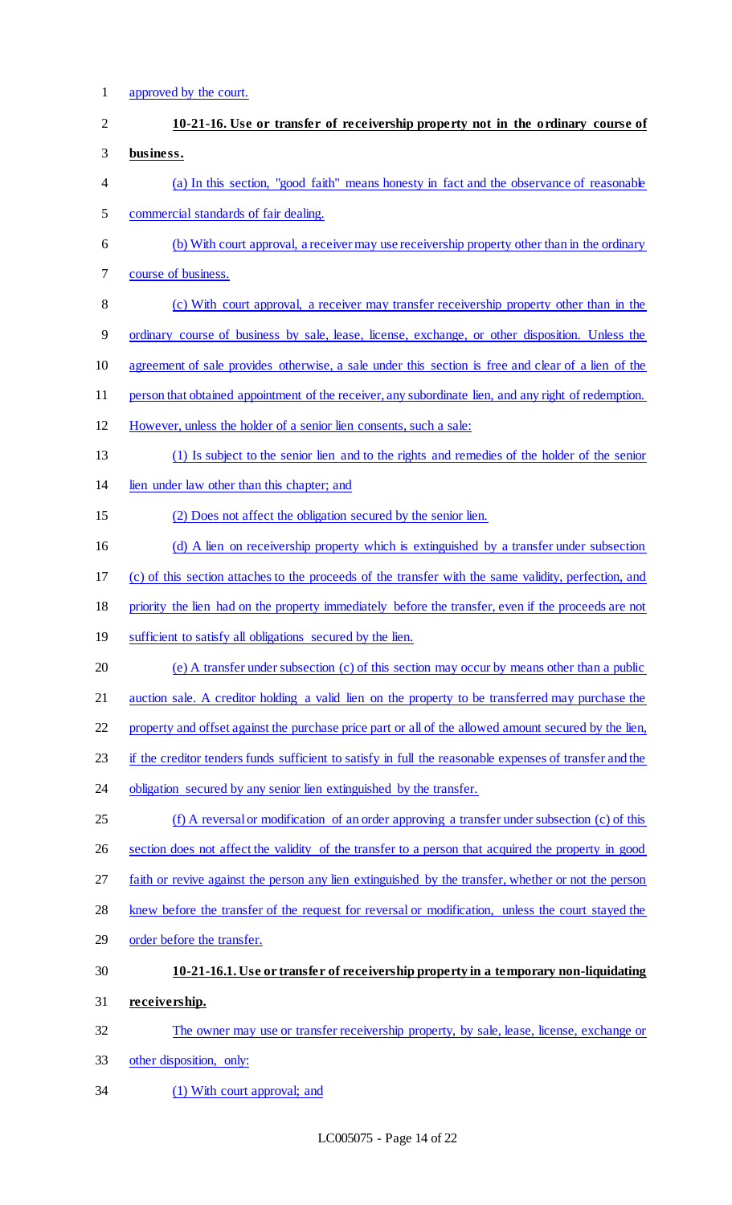approved by the court.

**10-21-16. Use or transfer of receivership property not in the ordinary course of business.**

(a) In this section, "good faith" means honesty in fact and the observance of reasonable commercial standards of fair dealing.

(b) With court approval, a receiver may use receivership property other than in the ordinary course of business.

(c) With court approval, a receiver may transfer receivership property other than in the ordinary course of business by sale, lease, license, exchange, or other disposition. Unless the agreement of sale provides otherwise, a sale under this section is free and clear of a lien of the person that obtained appointment of the receiver, any subordinate lien, and any right of redemption. However, unless the holder of a senior lien consents, such a sale:

(1) Is subject to the senior lien and to the rights and remedies of the holder of the senior lien under law other than this chapter; and

(2) Does not affect the obligation secured by the senior lien.

(d) A lien on receivership property which is extinguished by a transfer under subsection (c) of this section attaches to the proceeds of the transfer with the same validity, perfection, and priority the lien had on the property immediately before the transfer, even if the proceeds are not sufficient to satisfy all obligations secured by the lien.

(e) A transfer under subsection (c) of this section may occur by means other than a public auction sale. A creditor holding a valid lien on the property to be transferred may purchase the property and offset against the purchase price part or all of the allowed amount secured by the lien, if the creditor tenders funds sufficient to satisfy in full the reasonable expenses of transfer and the obligation secured by any senior lien extinguished by the transfer.

(f) A reversal or modification of an order approving a transfer under subsection (c) of this section does not affect the validity of the transfer to a person that acquired the property in good faith or revive against the person any lien extinguished by the transfer, whether or not the person knew before the transfer of the request for reversal or modification, unless the court stayed the order before the transfer.

**10-21-16.1. Use or transfer of receivership property in a temporary non-liquidating receivership.**

The owner may use or transfer receivership property, by sale, lease, license, exchange or other disposition, only:

(1) With court approval; and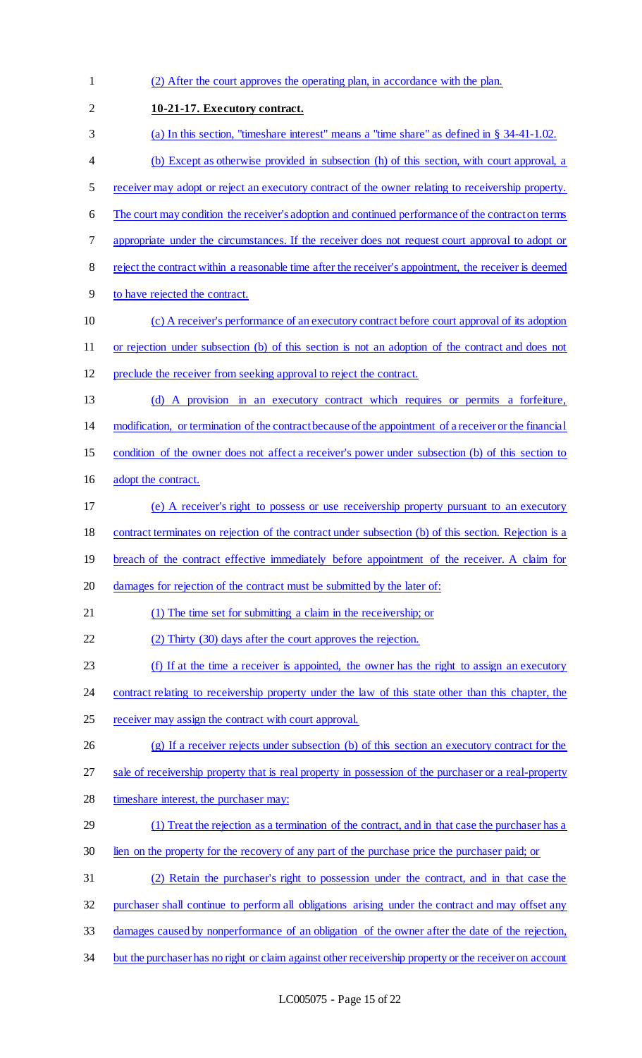(2) After the court approves the operating plan, in accordance with the plan.

**10-21-17. Executory contract.**

(a) In this section, "timeshare interest" means a "time share" as defined in § 34-41-1.02.

(b) Except as otherwise provided in subsection (h) of this section, with court approval, a receiver may adopt or reject an executory contract of the owner relating to receivership property. The court may condition the receiver's adoption and continued performance of the contract on terms appropriate under the circumstances. If the receiver does not request court approval to adopt or reject the contract within a reasonable time after the receiver's appointment, the receiver is deemed to have rejected the contract.

(c) A receiver's performance of an executory contract before court approval of its adoption or rejection under subsection (b) of this section is not an adoption of the contract and does not preclude the receiver from seeking approval to reject the contract.

(d) A provision in an executory contract which requires or permits a forfeiture, modification, or termination of the contract because of the appointment of a receiver or the financial condition of the owner does not affect a receiver's power under subsection (b) of this section to adopt the contract.

(e) A receiver's right to possess or use receivership property pursuant to an executory contract terminates on rejection of the contract under subsection (b) of this section. Rejection is a breach of the contract effective immediately before appointment of the receiver. A claim for damages for rejection of the contract must be submitted by the later of:

(1) The time set for submitting a claim in the receivership; or

(2) Thirty (30) days after the court approves the rejection.

(f) If at the time a receiver is appointed, the owner has the right to assign an executory contract relating to receivership property under the law of this state other than this chapter, the receiver may assign the contract with court approval.

(g) If a receiver rejects under subsection (b) of this section an executory contract for the sale of receivership property that is real property in possession of the purchaser or a real-property timeshare interest, the purchaser may:

(1) Treat the rejection as a termination of the contract, and in that case the purchaser has a lien on the property for the recovery of any part of the purchase price the purchaser paid; or

(2) Retain the purchaser's right to possession under the contract, and in that case the purchaser shall continue to perform all obligations arising under the contract and may offset any damages caused by nonperformance of an obligation of the owner after the date of the rejection, but the purchaser has no right or claim against other receivership property or the receiver on account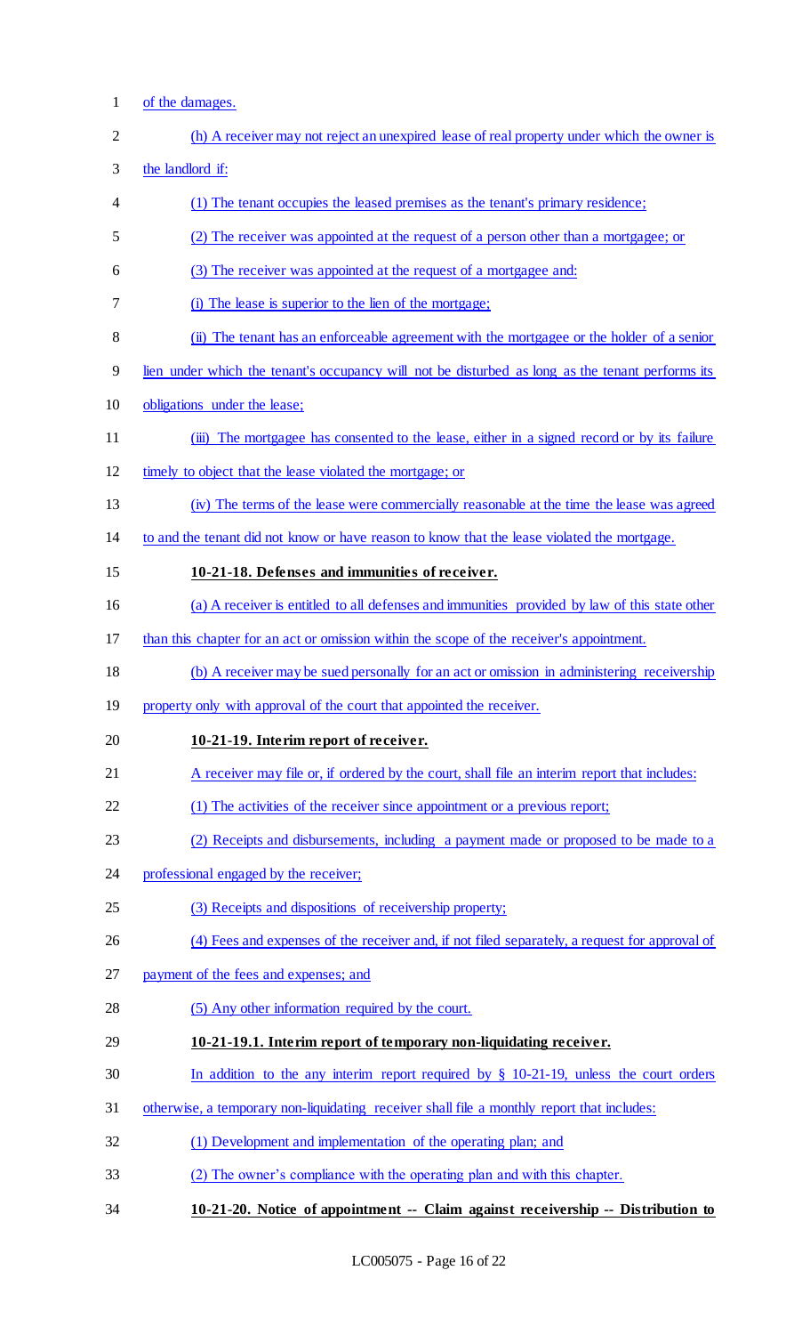of the damages.

(h) A receiver may not reject an unexpired lease of real property under which the owner is the landlord if:

(1) The tenant occupies the leased premises as the tenant's primary residence;

(2) The receiver was appointed at the request of a person other than a mortgagee; or

(3) The receiver was appointed at the request of a mortgagee and:

(i) The lease is superior to the lien of the mortgage;

(ii) The tenant has an enforceable agreement with the mortgagee or the holder of a senior lien under which the tenant's occupancy will not be disturbed as long as the tenant performs its obligations under the lease;

(iii) The mortgagee has consented to the lease, either in a signed record or by its failure timely to object that the lease violated the mortgage; or

(iv) The terms of the lease were commercially reasonable at the time the lease was agreed to and the tenant did not know or have reason to know that the lease violated the mortgage.

**10-21-18. Defenses and immunities of receiver.**

(a) A receiver is entitled to all defenses and immunities provided by law of this state other than this chapter for an act or omission within the scope of the receiver's appointment.

(b) A receiver may be sued personally for an act or omission in administering receivership property only with approval of the court that appointed the receiver.

**10-21-19. Interim report of receiver.**

A receiver may file or, if ordered by the court, shall file an interim report that includes:

(1) The activities of the receiver since appointment or a previous report;

(2) Receipts and disbursements, including a payment made or proposed to be made to a professional engaged by the receiver;

(3) Receipts and dispositions of receivership property;

(4) Fees and expenses of the receiver and, if not filed separately, a request for approval of payment of the fees and expenses; and

(5) Any other information required by the court.

**10-21-19.1. Interim report of temporary non-liquidating receiver.**

In addition to the any interim report required by § 10-21-19, unless the court orders otherwise, a temporary non-liquidating receiver shall file a monthly report that includes:

(1) Development and implementation of the operating plan; and

(2) The owner's compliance with the operating plan and with this chapter.

**10-21-20. Notice of appointment -- Claim against receivership -- Distribution to**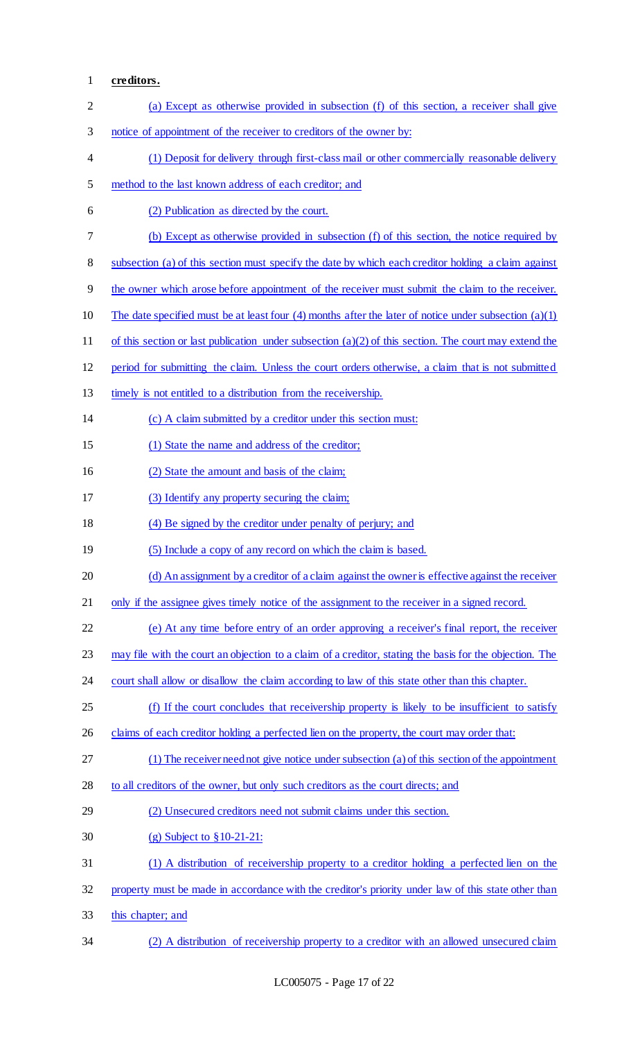**creditors.**

(a) Except as otherwise provided in subsection (f) of this section, a receiver shall give notice of appointment of the receiver to creditors of the owner by:

(1) Deposit for delivery through first-class mail or other commercially reasonable delivery method to the last known address of each creditor; and

(2) Publication as directed by the court.

(b) Except as otherwise provided in subsection (f) of this section, the notice required by subsection (a) of this section must specify the date by which each creditor holding a claim against the owner which arose before appointment of the receiver must submit the claim to the receiver. The date specified must be at least four (4) months after the later of notice under subsection (a)(1) of this section or last publication under subsection (a)(2) of this section. The court may extend the period for submitting the claim. Unless the court orders otherwise, a claim that is not submitted timely is not entitled to a distribution from the receivership.

(c) A claim submitted by a creditor under this section must:

(1) State the name and address of the creditor;

(2) State the amount and basis of the claim;

(3) Identify any property securing the claim;

(4) Be signed by the creditor under penalty of perjury; and

(5) Include a copy of any record on which the claim is based.

(d) An assignment by a creditor of a claim against the owner is effective against the receiver only if the assignee gives timely notice of the assignment to the receiver in a signed record.

(e) At any time before entry of an order approving a receiver's final report, the receiver may file with the court an objection to a claim of a creditor, stating the basis for the objection. The court shall allow or disallow the claim according to law of this state other than this chapter.

(f) If the court concludes that receivership property is likely to be insufficient to satisfy claims of each creditor holding a perfected lien on the property, the court may order that:

(1) The receiver need not give notice under subsection (a) of this section of the appointment to all creditors of the owner, but only such creditors as the court directs; and

(2) Unsecured creditors need not submit claims under this section.

(g) Subject to §10-21-21:

(1) A distribution of receivership property to a creditor holding a perfected lien on the property must be made in accordance with the creditor's priority under law of this state other than this chapter; and

(2) A distribution of receivership property to a creditor with an allowed unsecured claim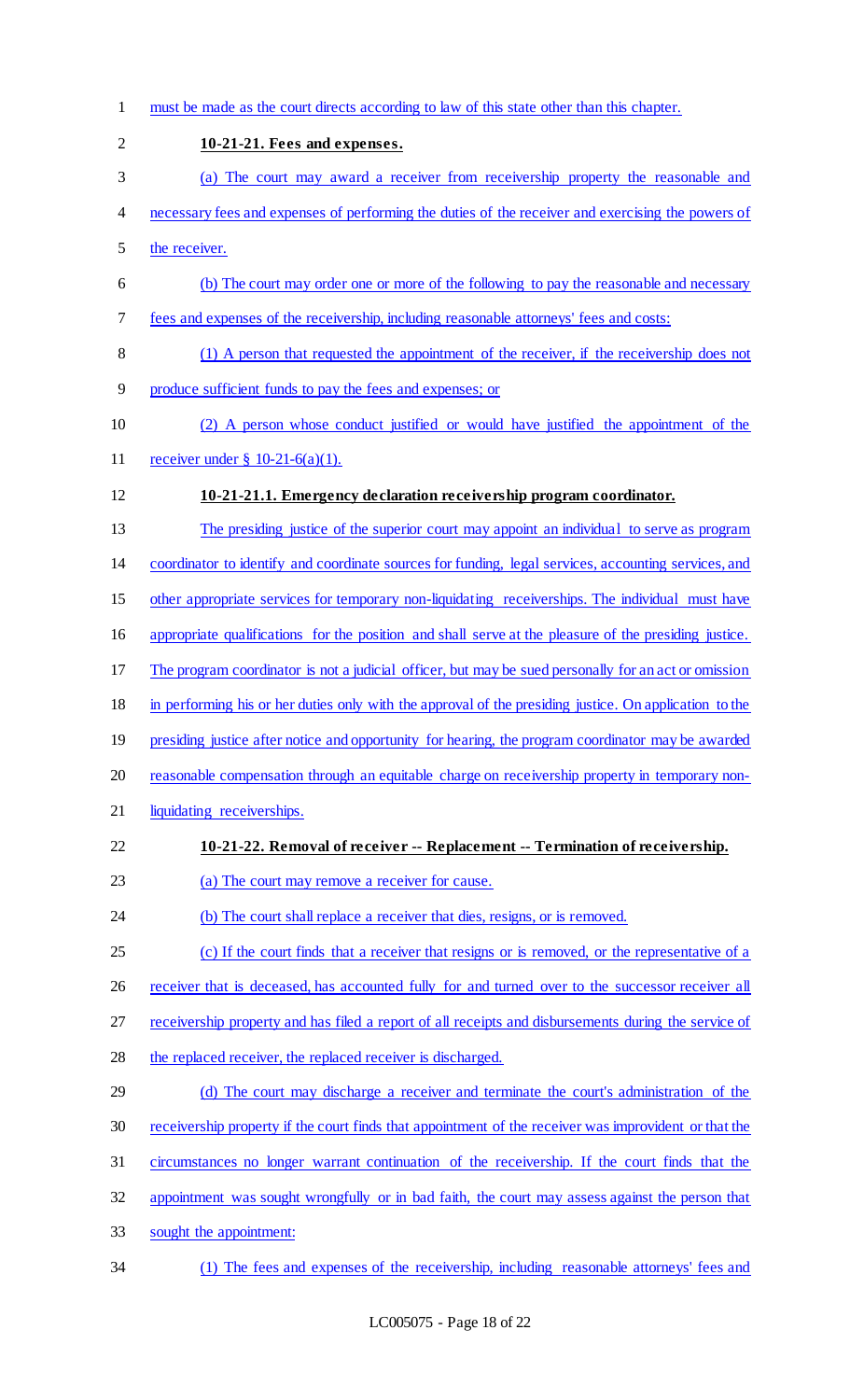must be made as the court directs according to law of this state other than this chapter.

**10-21-21. Fees and expenses.**

(a) The court may award a receiver from receivership property the reasonable and necessary fees and expenses of performing the duties of the receiver and exercising the powers of the receiver.

(b) The court may order one or more of the following to pay the reasonable and necessary fees and expenses of the receivership, including reasonable attorneys' fees and costs:

(1) A person that requested the appointment of the receiver, if the receivership does not produce sufficient funds to pay the fees and expenses; or

(2) A person whose conduct justified or would have justified the appointment of the receiver under § 10-21-6(a)(1).

**10-21-21.1. Emergency declaration receivership program coordinator.**

The presiding justice of the superior court may appoint an individual to serve as program coordinator to identify and coordinate sources for funding, legal services, accounting services, and other appropriate services for temporary non-liquidating receiverships. The individual must have appropriate qualifications for the position and shall serve at the pleasure of the presiding justice. The program coordinator is not a judicial officer, but may be sued personally for an act or omission in performing his or her duties only with the approval of the presiding justice. On application to the presiding justice after notice and opportunity for hearing, the program coordinator may be awarded reasonable compensation through an equitable charge on receivership property in temporary non-liquidating receiverships.

**10-21-22. Removal of receiver -- Replacement -- Termination of receivership.**

(a) The court may remove a receiver for cause.

(b) The court shall replace a receiver that dies, resigns, or is removed.

(c) If the court finds that a receiver that resigns or is removed, or the representative of a receiver that is deceased, has accounted fully for and turned over to the successor receiver all receivership property and has filed a report of all receipts and disbursements during the service of the replaced receiver, the replaced receiver is discharged.

(d) The court may discharge a receiver and terminate the court's administration of the receivership property if the court finds that appointment of the receiver was improvident or that the circumstances no longer warrant continuation of the receivership. If the court finds that the appointment was sought wrongfully or in bad faith, the court may assess against the person that sought the appointment:

(1) The fees and expenses of the receivership, including reasonable attorneys' fees and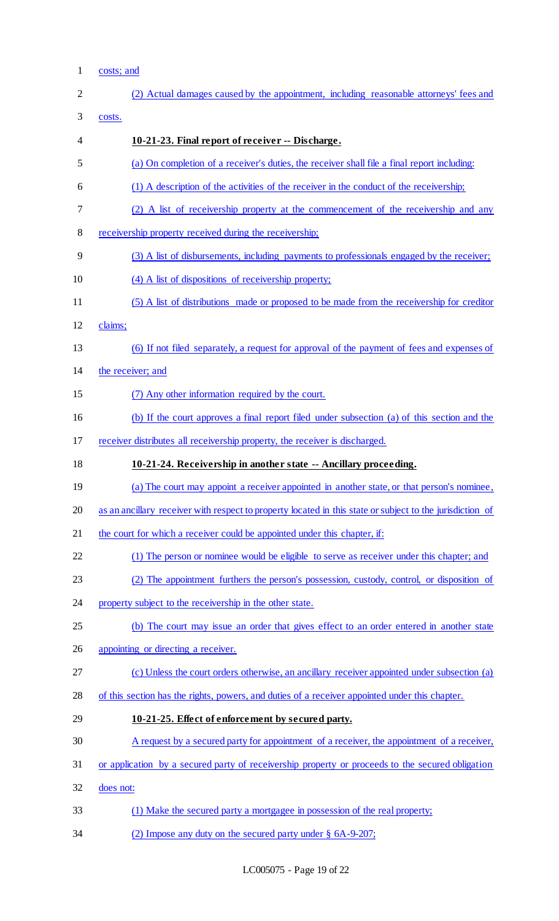costs; and

(2) Actual damages caused by the appointment, including reasonable attorneys' fees and costs.

**10-21-23. Final report of receiver -- Discharge.**

(a) On completion of a receiver's duties, the receiver shall file a final report including:

(1) A description of the activities of the receiver in the conduct of the receivership;

(2) A list of receivership property at the commencement of the receivership and any receivership property received during the receivership;

(3) A list of disbursements, including payments to professionals engaged by the receiver;

(4) A list of dispositions of receivership property;

(5) A list of distributions made or proposed to be made from the receivership for creditor claims;

(6) If not filed separately, a request for approval of the payment of fees and expenses of the receiver; and

(7) Any other information required by the court.

(b) If the court approves a final report filed under subsection (a) of this section and the receiver distributes all receivership property, the receiver is discharged.

**10-21-24. Receivership in another state -- Ancillary proceeding.**

(a) The court may appoint a receiver appointed in another state, or that person's nominee, as an ancillary receiver with respect to property located in this state or subject to the jurisdiction of the court for which a receiver could be appointed under this chapter, if:

(1) The person or nominee would be eligible to serve as receiver under this chapter; and

(2) The appointment furthers the person's possession, custody, control, or disposition of property subject to the receivership in the other state.

(b) The court may issue an order that gives effect to an order entered in another state appointing or directing a receiver.

(c) Unless the court orders otherwise, an ancillary receiver appointed under subsection (a) of this section has the rights, powers, and duties of a receiver appointed under this chapter.

**10-21-25. Effect of enforcement by secured party.**

A request by a secured party for appointment of a receiver, the appointment of a receiver, or application by a secured party of receivership property or proceeds to the secured obligation does not:

(1) Make the secured party a mortgagee in possession of the real property;

(2) Impose any duty on the secured party under § 6A-9-207;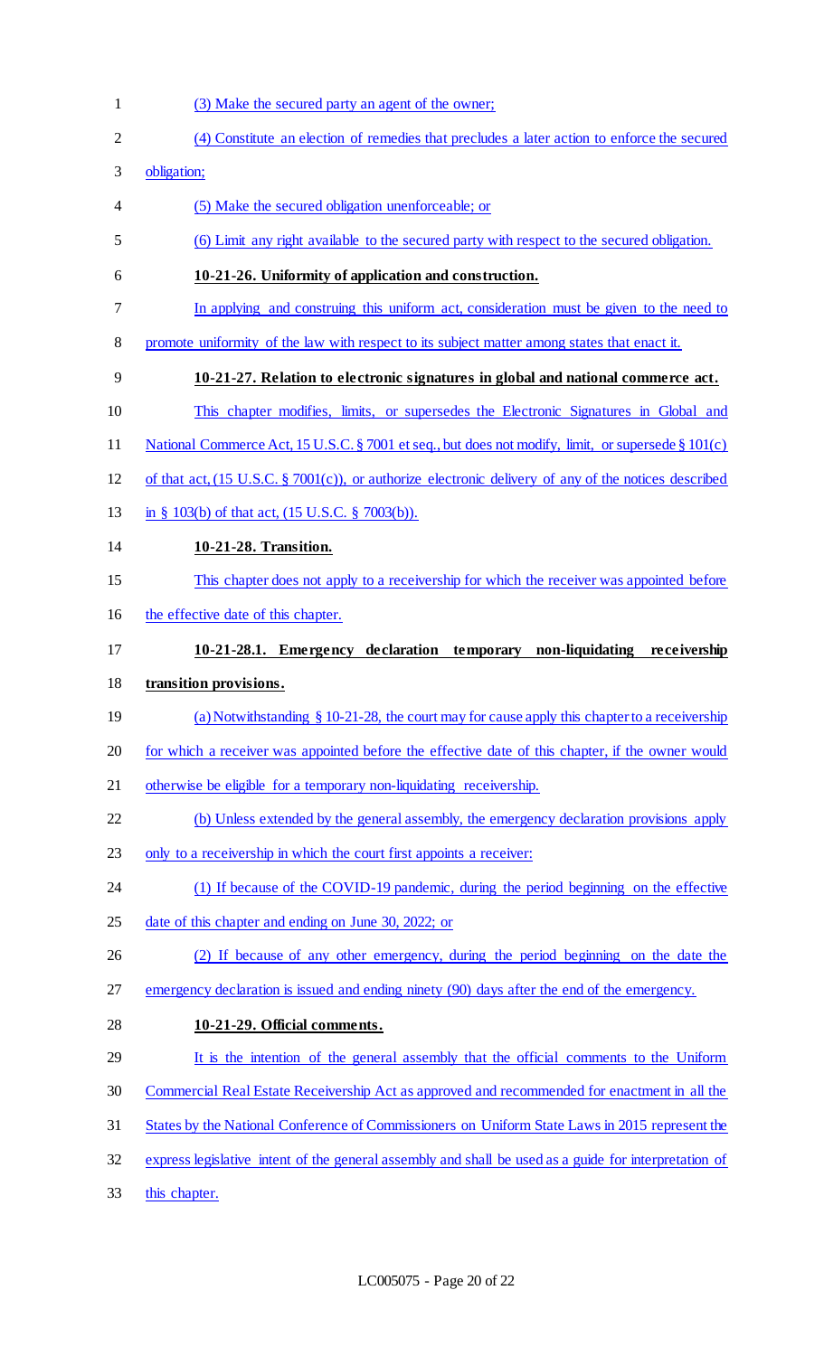(3) Make the secured party an agent of the owner;

(4) Constitute an election of remedies that precludes a later action to enforce the secured obligation;

(5) Make the secured obligation unenforceable; or

(6) Limit any right available to the secured party with respect to the secured obligation.

**10-21-26. Uniformity of application and construction.**

In applying and construing this uniform act, consideration must be given to the need to promote uniformity of the law with respect to its subject matter among states that enact it.

**10-21-27. Relation to electronic signatures in global and national commerce act.**

This chapter modifies, limits, or supersedes the Electronic Signatures in Global and National Commerce Act, 15 U.S.C. § 7001 et seq., but does not modify, limit, or supersede § 101(c) of that act, (15 U.S.C. § 7001(c)), or authorize electronic delivery of any of the notices described in § 103(b) of that act, (15 U.S.C. § 7003(b)).

**10-21-28. Transition.**

This chapter does not apply to a receivership for which the receiver was appointed before the effective date of this chapter.

**10-21-28.1. Emergency declaration temporary non-liquidating receivership transition provisions.**

(a) Notwithstanding § 10-21-28, the court may for cause apply this chapter to a receivership for which a receiver was appointed before the effective date of this chapter, if the owner would otherwise be eligible for a temporary non-liquidating receivership.

(b) Unless extended by the general assembly, the emergency declaration provisions apply only to a receivership in which the court first appoints a receiver:

(1) If because of the COVID-19 pandemic, during the period beginning on the effective date of this chapter and ending on June 30, 2022; or

(2) If because of any other emergency, during the period beginning on the date the emergency declaration is issued and ending ninety (90) days after the end of the emergency.

**10-21-29. Official comments.**

It is the intention of the general assembly that the official comments to the Uniform Commercial Real Estate Receivership Act as approved and recommended for enactment in all the States by the National Conference of Commissioners on Uniform State Laws in 2015 represent the express legislative intent of the general assembly and shall be used as a guide for interpretation of this chapter.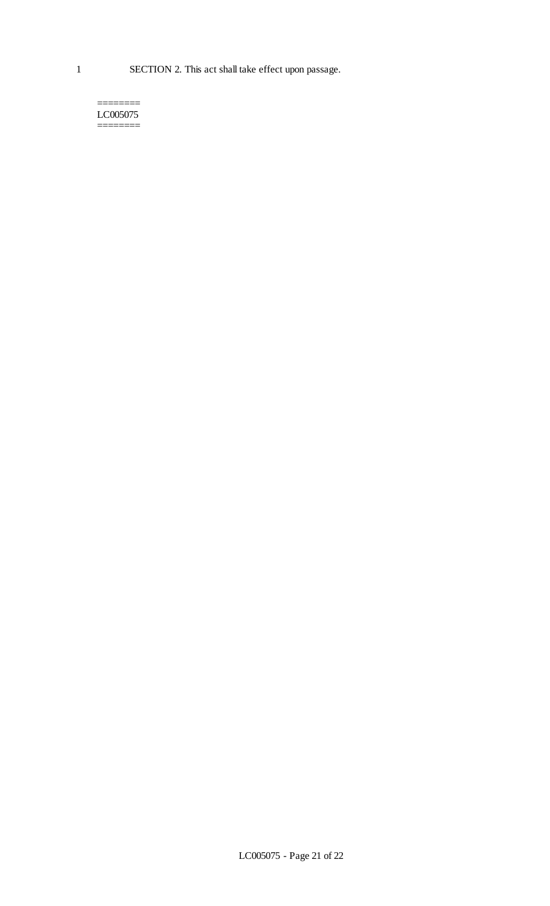1 SECTION 2. This act shall take effect upon passage.

========
LC005075
========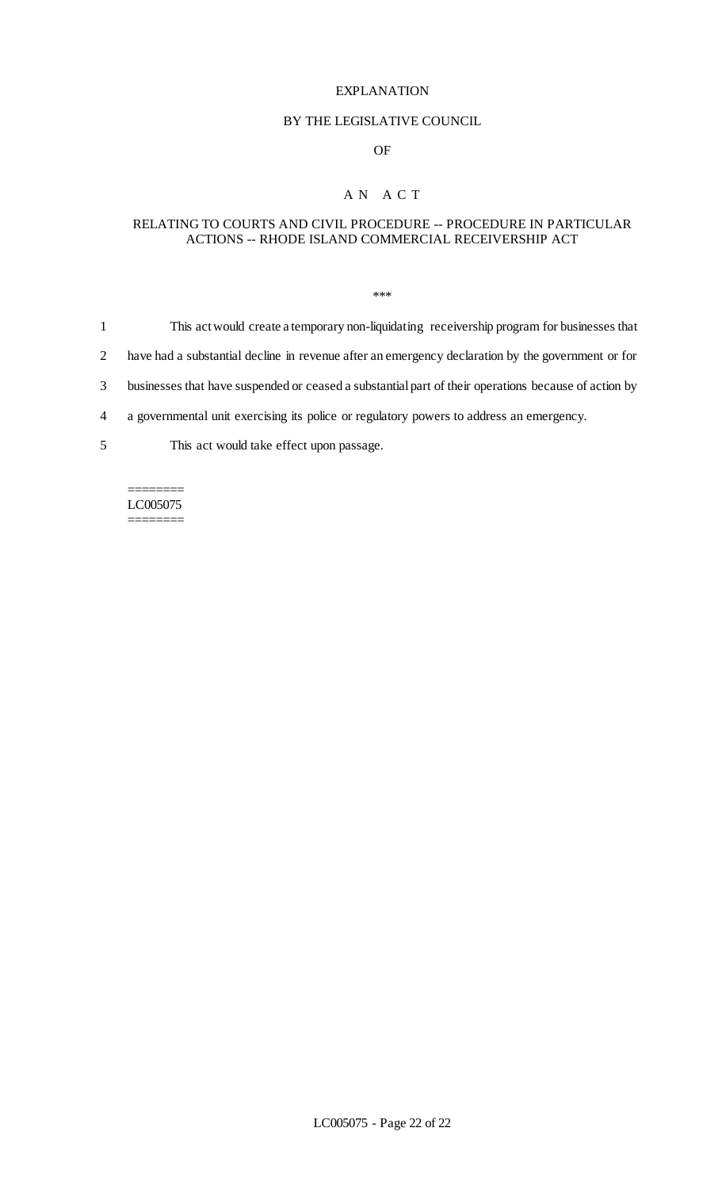EXPLANATION

BY THE LEGISLATIVE COUNCIL

OF

A N  A C T

RELATING TO COURTS AND CIVIL PROCEDURE -- PROCEDURE IN PARTICULAR ACTIONS -- RHODE ISLAND COMMERCIAL RECEIVERSHIP ACT

\*\*\*

1 This act would create a temporary non-liquidating receivership program for businesses that
2 have had a substantial decline in revenue after an emergency declaration by the government or for
3 businesses that have suspended or ceased a substantial part of their operations because of action by
4 a governmental unit exercising its police or regulatory powers to address an emergency.
5 This act would take effect upon passage.

========
LC005075
========